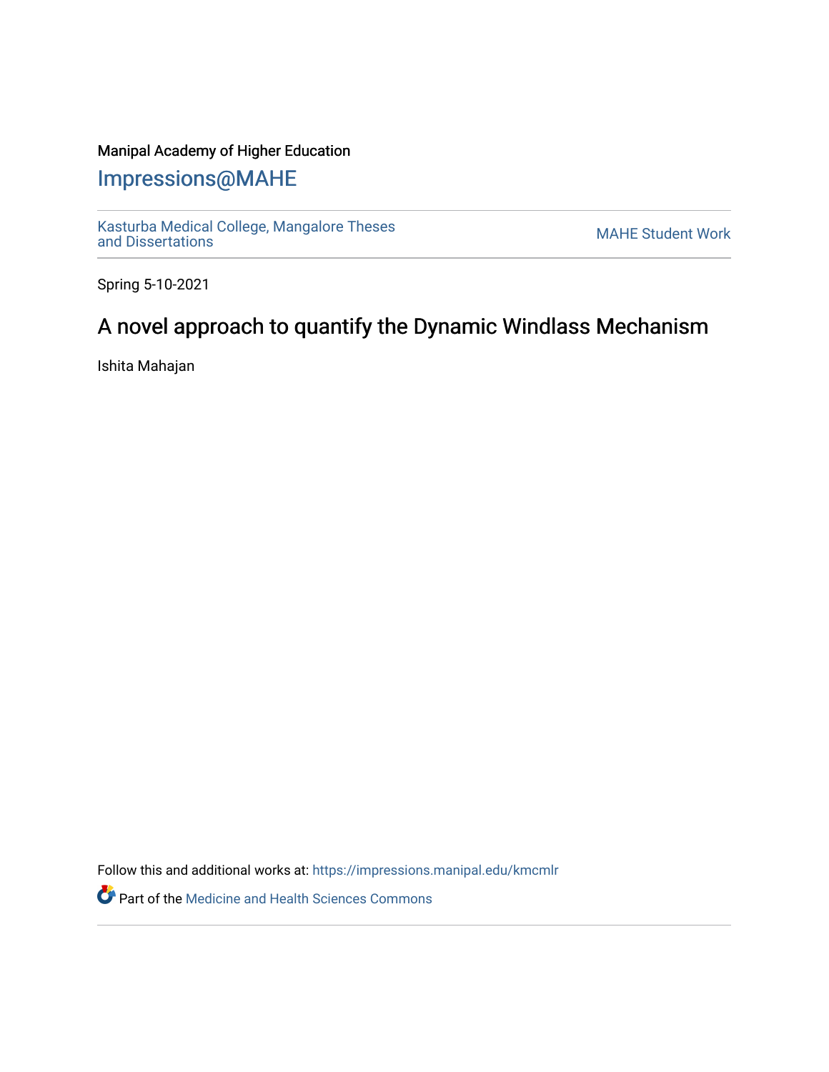Manipal Academy of Higher Education

# Impressions@MAHE

Kasturba Medical College, Mangalore Theses and Dissertations

MAHE Student Work

Spring 5-10-2021

## A novel approach to quantify the Dynamic Windlass Mechanism

Ishita Mahajan

Follow this and additional works at: https://impressions.manipal.edu/kmcmlr

Part of the Medicine and Health Sciences Commons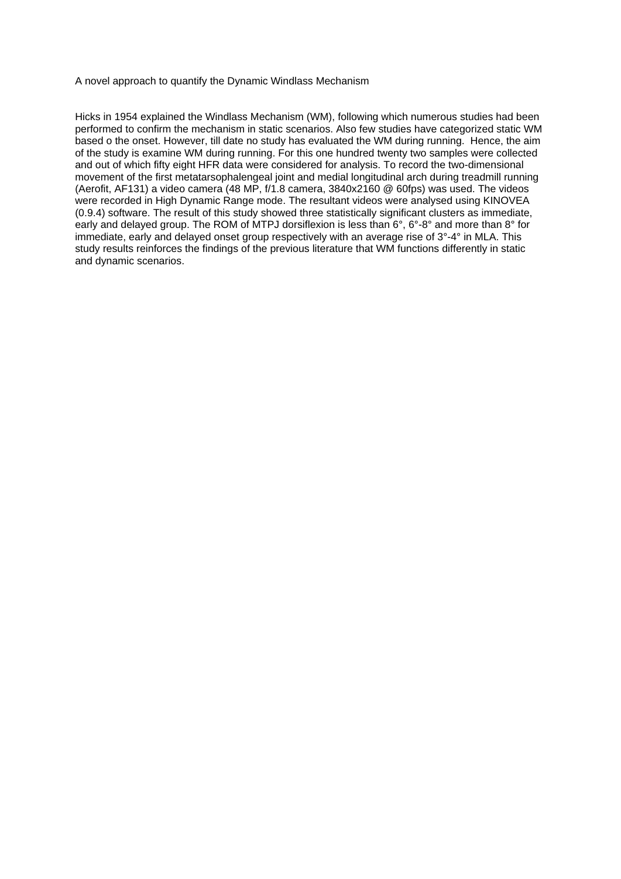A novel approach to quantify the Dynamic Windlass Mechanism

Hicks in 1954 explained the Windlass Mechanism (WM), following which numerous studies had been performed to confirm the mechanism in static scenarios. Also few studies have categorized static WM based o the onset. However, till date no study has evaluated the WM during running. Hence, the aim of the study is examine WM during running. For this one hundred twenty two samples were collected and out of which fifty eight HFR data were considered for analysis. To record the two-dimensional movement of the first metatarsophalengeal joint and medial longitudinal arch during treadmill running (Aerofit, AF131) a video camera (48 MP, f/1.8 camera, 3840x2160 @ 60fps) was used. The videos were recorded in High Dynamic Range mode. The resultant videos were analysed using KINOVEA (0.9.4) software. The result of this study showed three statistically significant clusters as immediate, early and delayed group. The ROM of MTPJ dorsiflexion is less than 6°, 6°-8° and more than 8° for immediate, early and delayed onset group respectively with an average rise of 3°-4° in MLA. This study results reinforces the findings of the previous literature that WM functions differently in static and dynamic scenarios.